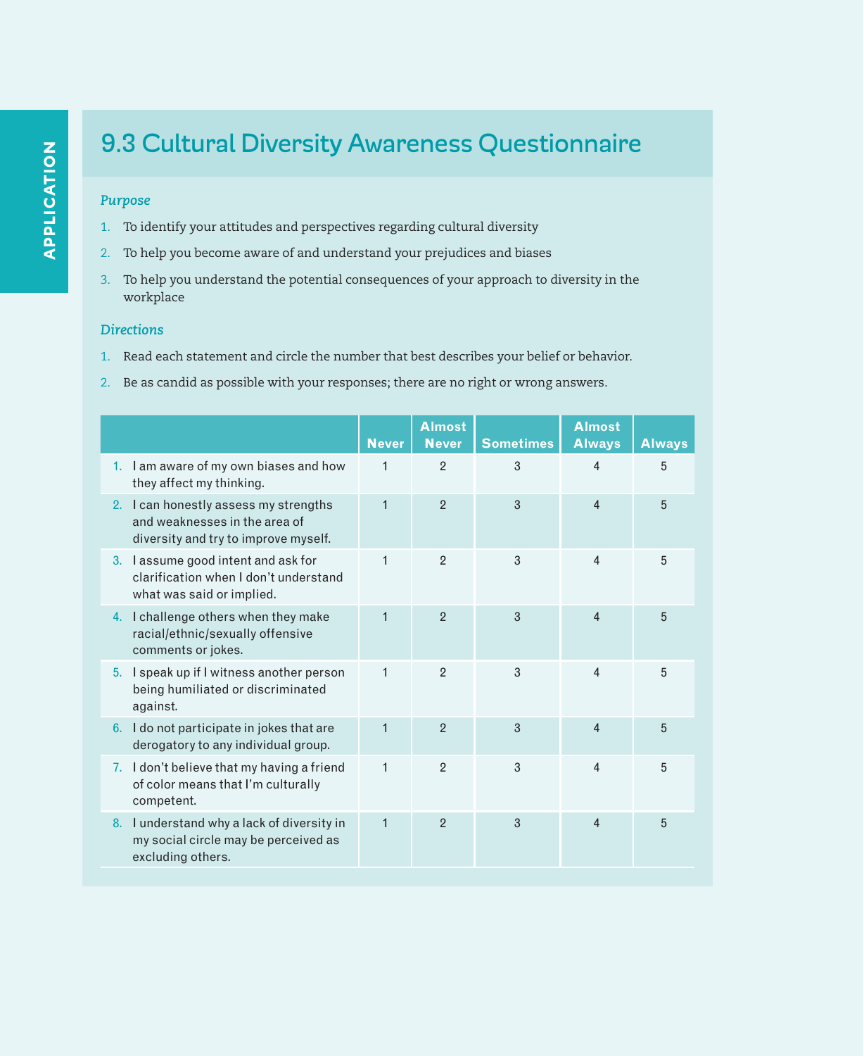APPLICATION

# 9.3 Cultural Diversity Awareness Questionnaire

*Purpose*

1. To identify your attitudes and perspectives regarding cultural diversity
2. To help you become aware of and understand your prejudices and biases
3. To help you understand the potential consequences of your approach to diversity in the workplace

*Directions*

1. Read each statement and circle the number that best describes your belief or behavior.
2. Be as candid as possible with your responses; there are no right or wrong answers.

| | Never | Almost Never | Sometimes | Almost Always | Always |
|---|---|---|---|---|---|
| 1. I am aware of my own biases and how they affect my thinking. | 1 | 2 | 3 | 4 | 5 |
| 2. I can honestly assess my strengths and weaknesses in the area of diversity and try to improve myself. | 1 | 2 | 3 | 4 | 5 |
| 3. I assume good intent and ask for clarification when I don't understand what was said or implied. | 1 | 2 | 3 | 4 | 5 |
| 4. I challenge others when they make racial/ethnic/sexually offensive comments or jokes. | 1 | 2 | 3 | 4 | 5 |
| 5. I speak up if I witness another person being humiliated or discriminated against. | 1 | 2 | 3 | 4 | 5 |
| 6. I do not participate in jokes that are derogatory to any individual group. | 1 | 2 | 3 | 4 | 5 |
| 7. I don't believe that my having a friend of color means that I'm culturally competent. | 1 | 2 | 3 | 4 | 5 |
| 8. I understand why a lack of diversity in my social circle may be perceived as excluding others. | 1 | 2 | 3 | 4 | 5 |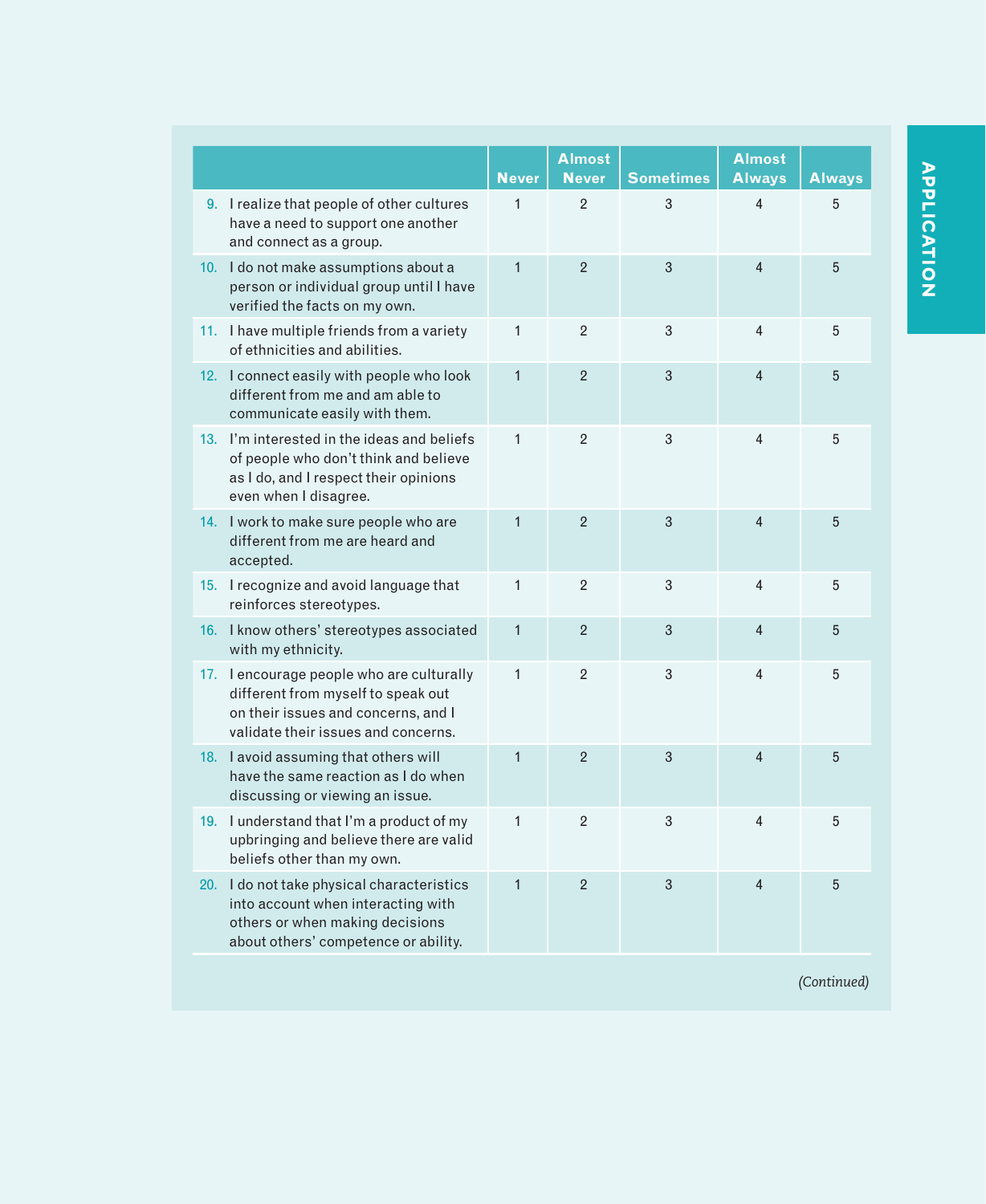| | Never | Almost Never | Sometimes | Almost Always | Always |
|---|---|---|---|---|---|
| 9. I realize that people of other cultures have a need to support one another and connect as a group. | 1 | 2 | 3 | 4 | 5 |
| 10. I do not make assumptions about a person or individual group until I have verified the facts on my own. | 1 | 2 | 3 | 4 | 5 |
| 11. I have multiple friends from a variety of ethnicities and abilities. | 1 | 2 | 3 | 4 | 5 |
| 12. I connect easily with people who look different from me and am able to communicate easily with them. | 1 | 2 | 3 | 4 | 5 |
| 13. I'm interested in the ideas and beliefs of people who don't think and believe as I do, and I respect their opinions even when I disagree. | 1 | 2 | 3 | 4 | 5 |
| 14. I work to make sure people who are different from me are heard and accepted. | 1 | 2 | 3 | 4 | 5 |
| 15. I recognize and avoid language that reinforces stereotypes. | 1 | 2 | 3 | 4 | 5 |
| 16. I know others' stereotypes associated with my ethnicity. | 1 | 2 | 3 | 4 | 5 |
| 17. I encourage people who are culturally different from myself to speak out on their issues and concerns, and I validate their issues and concerns. | 1 | 2 | 3 | 4 | 5 |
| 18. I avoid assuming that others will have the same reaction as I do when discussing or viewing an issue. | 1 | 2 | 3 | 4 | 5 |
| 19. I understand that I'm a product of my upbringing and believe there are valid beliefs other than my own. | 1 | 2 | 3 | 4 | 5 |
| 20. I do not take physical characteristics into account when interacting with others or when making decisions about others' competence or ability. | 1 | 2 | 3 | 4 | 5 |

*(Continued)*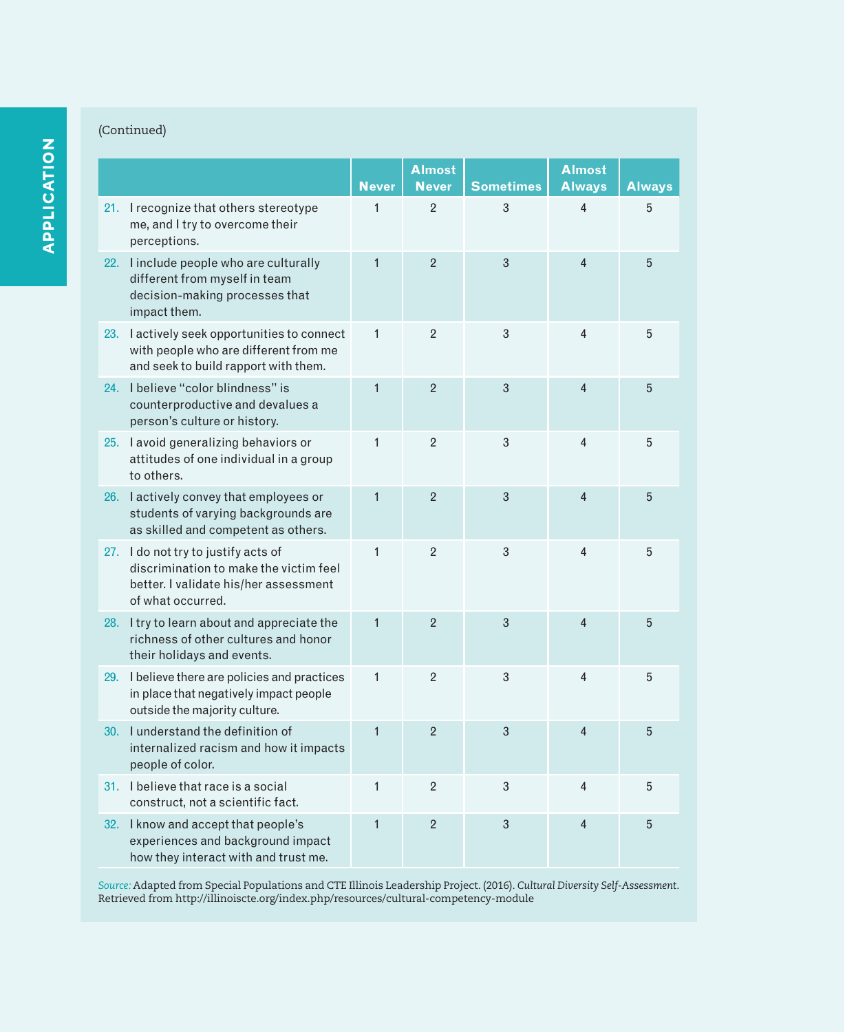(Continued)

| | Never | Almost Never | Sometimes | Almost Always | Always |
|---|---|---|---|---|---|
| 21. I recognize that others stereotype me, and I try to overcome their perceptions. | 1 | 2 | 3 | 4 | 5 |
| 22. I include people who are culturally different from myself in team decision-making processes that impact them. | 1 | 2 | 3 | 4 | 5 |
| 23. I actively seek opportunities to connect with people who are different from me and seek to build rapport with them. | 1 | 2 | 3 | 4 | 5 |
| 24. I believe "color blindness" is counterproductive and devalues a person's culture or history. | 1 | 2 | 3 | 4 | 5 |
| 25. I avoid generalizing behaviors or attitudes of one individual in a group to others. | 1 | 2 | 3 | 4 | 5 |
| 26. I actively convey that employees or students of varying backgrounds are as skilled and competent as others. | 1 | 2 | 3 | 4 | 5 |
| 27. I do not try to justify acts of discrimination to make the victim feel better. I validate his/her assessment of what occurred. | 1 | 2 | 3 | 4 | 5 |
| 28. I try to learn about and appreciate the richness of other cultures and honor their holidays and events. | 1 | 2 | 3 | 4 | 5 |
| 29. I believe there are policies and practices in place that negatively impact people outside the majority culture. | 1 | 2 | 3 | 4 | 5 |
| 30. I understand the definition of internalized racism and how it impacts people of color. | 1 | 2 | 3 | 4 | 5 |
| 31. I believe that race is a social construct, not a scientific fact. | 1 | 2 | 3 | 4 | 5 |
| 32. I know and accept that people's experiences and background impact how they interact with and trust me. | 1 | 2 | 3 | 4 | 5 |

*Source:* Adapted from Special Populations and CTE Illinois Leadership Project. (2016). *Cultural Diversity Self-Assessment*. Retrieved from http://illinoiscte.org/index.php/resources/cultural-competency-module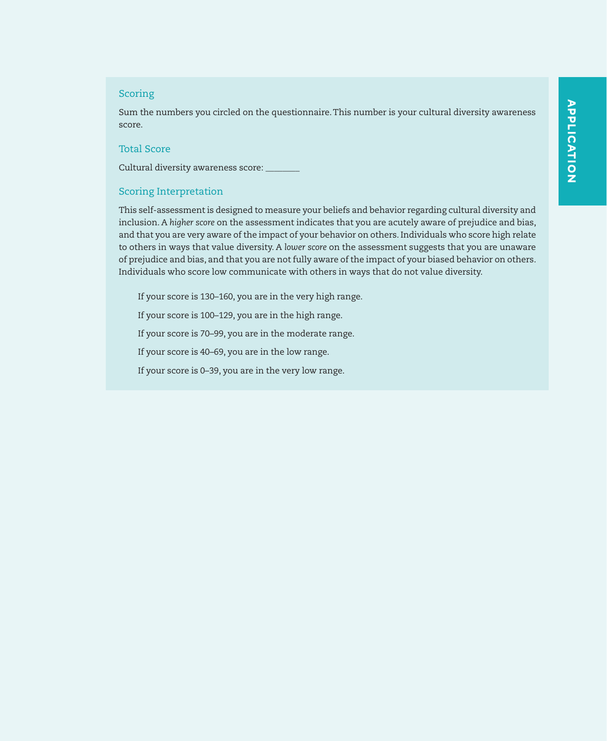### Scoring

Sum the numbers you circled on the questionnaire. This number is your cultural diversity awareness score.

### Total Score

Cultural diversity awareness score: _______

### Scoring Interpretation

This self-assessment is designed to measure your beliefs and behavior regarding cultural diversity and inclusion. A *higher score* on the assessment indicates that you are acutely aware of prejudice and bias, and that you are very aware of the impact of your behavior on others. Individuals who score high relate to others in ways that value diversity. A *lower score* on the assessment suggests that you are unaware of prejudice and bias, and that you are not fully aware of the impact of your biased behavior on others. Individuals who score low communicate with others in ways that do not value diversity.

If your score is 130–160, you are in the very high range.

If your score is 100–129, you are in the high range.

If your score is 70–99, you are in the moderate range.

If your score is 40–69, you are in the low range.

If your score is 0–39, you are in the very low range.